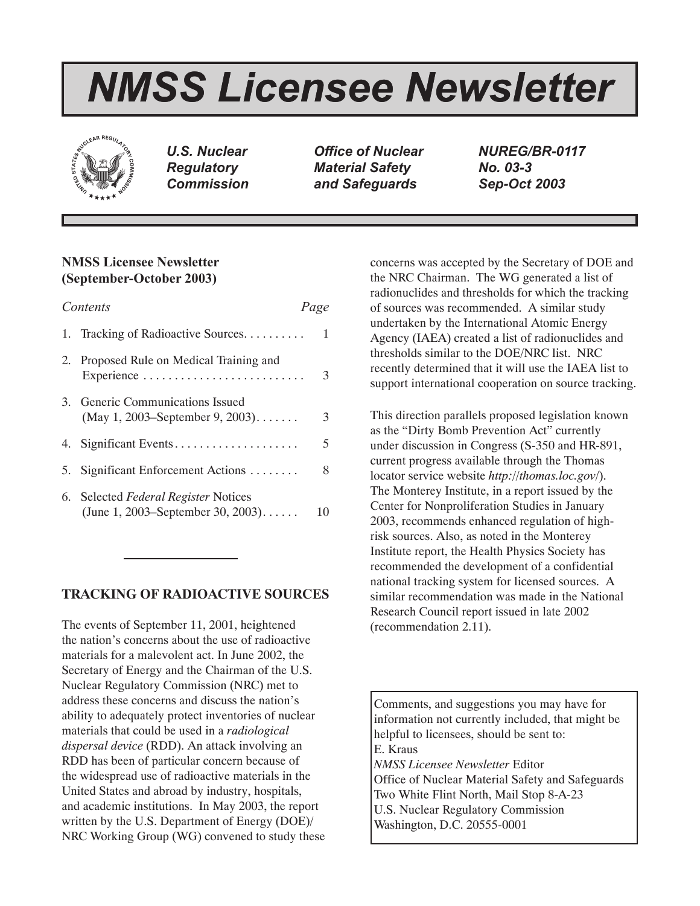# NMSS Licensee Newsletter

*U.S. Nuclear Regulatory Commission* | *Office of Nuclear Material Safety and Safeguards* | *NUREG/BR-0117 No. 03-3 Sep-Oct 2003*

**NMSS Licensee Newsletter (September-October 2003)**

| *Contents* | *Page* |
|---|---|
| 1. Tracking of Radioactive Sources | 1 |
| 2. Proposed Rule on Medical Training and Experience | 3 |
| 3. Generic Communications Issued (May 1, 2003–September 9, 2003) | 3 |
| 4. Significant Events | 5 |
| 5. Significant Enforcement Actions | 8 |
| 6. Selected *Federal Register* Notices (June 1, 2003–September 30, 2003) | 10 |

## TRACKING OF RADIOACTIVE SOURCES

The events of September 11, 2001, heightened the nation's concerns about the use of radioactive materials for a malevolent act. In June 2002, the Secretary of Energy and the Chairman of the U.S. Nuclear Regulatory Commission (NRC) met to address these concerns and discuss the nation's ability to adequately protect inventories of nuclear materials that could be used in a *radiological dispersal device* (RDD). An attack involving an RDD has been of particular concern because of the widespread use of radioactive materials in the United States and abroad by industry, hospitals, and academic institutions. In May 2003, the report written by the U.S. Department of Energy (DOE)/ NRC Working Group (WG) convened to study these concerns was accepted by the Secretary of DOE and the NRC Chairman. The WG generated a list of radionuclides and thresholds for which the tracking of sources was recommended. A similar study undertaken by the International Atomic Energy Agency (IAEA) created a list of radionuclides and thresholds similar to the DOE/NRC list. NRC recently determined that it will use the IAEA list to support international cooperation on source tracking.

This direction parallels proposed legislation known as the "Dirty Bomb Prevention Act" currently under discussion in Congress (S-350 and HR-891, current progress available through the Thomas locator service website *http://thomas.loc.gov/*). The Monterey Institute, in a report issued by the Center for Nonproliferation Studies in January 2003, recommends enhanced regulation of high-risk sources. Also, as noted in the Monterey Institute report, the Health Physics Society has recommended the development of a confidential national tracking system for licensed sources. A similar recommendation was made in the National Research Council report issued in late 2002 (recommendation 2.11).

Comments, and suggestions you may have for information not currently included, that might be helpful to licensees, should be sent to:
E. Kraus
*NMSS Licensee Newsletter* Editor
Office of Nuclear Material Safety and Safeguards
Two White Flint North, Mail Stop 8-A-23
U.S. Nuclear Regulatory Commission
Washington, D.C. 20555-0001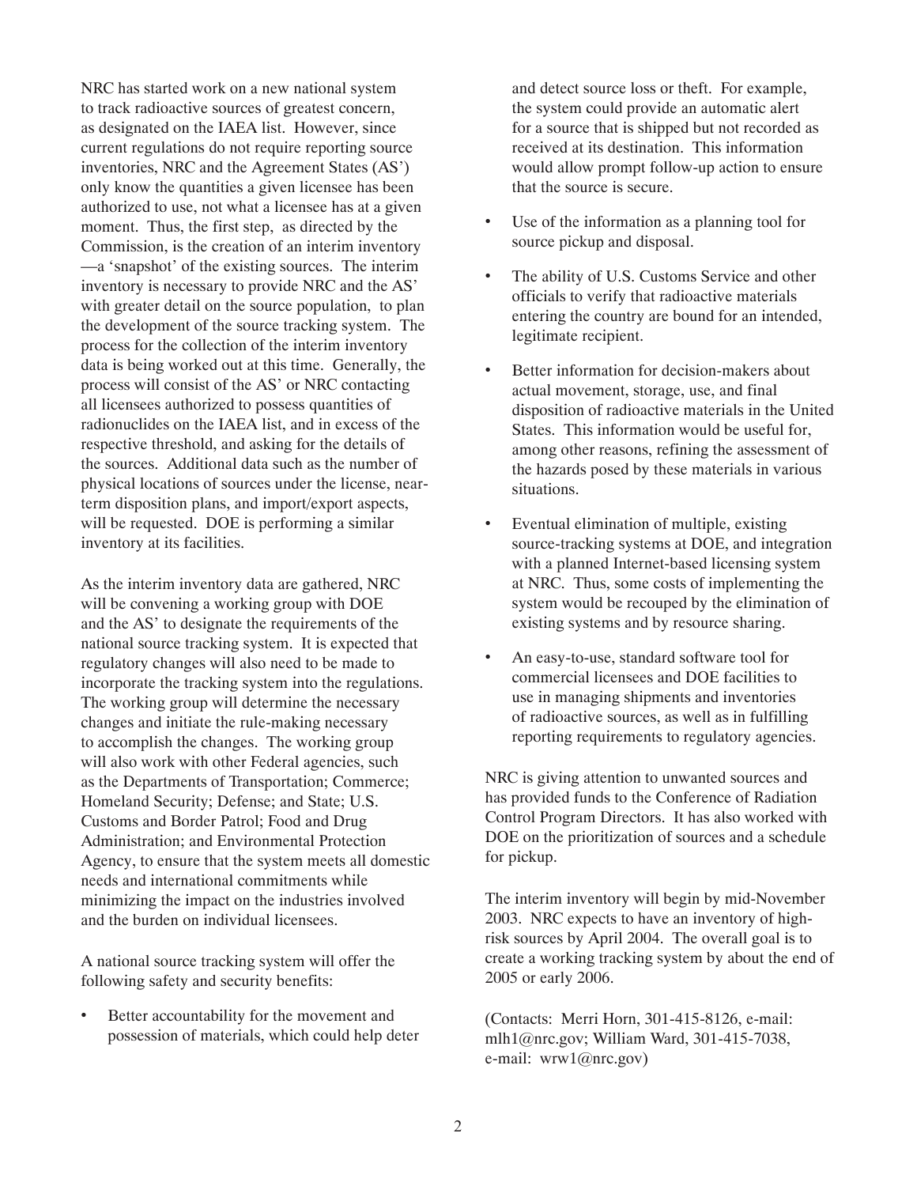NRC has started work on a new national system to track radioactive sources of greatest concern, as designated on the IAEA list. However, since current regulations do not require reporting source inventories, NRC and the Agreement States (AS') only know the quantities a given licensee has been authorized to use, not what a licensee has at a given moment. Thus, the first step, as directed by the Commission, is the creation of an interim inventory —a 'snapshot' of the existing sources. The interim inventory is necessary to provide NRC and the AS' with greater detail on the source population, to plan the development of the source tracking system. The process for the collection of the interim inventory data is being worked out at this time. Generally, the process will consist of the AS' or NRC contacting all licensees authorized to possess quantities of radionuclides on the IAEA list, and in excess of the respective threshold, and asking for the details of the sources. Additional data such as the number of physical locations of sources under the license, near-term disposition plans, and import/export aspects, will be requested. DOE is performing a similar inventory at its facilities.

As the interim inventory data are gathered, NRC will be convening a working group with DOE and the AS' to designate the requirements of the national source tracking system. It is expected that regulatory changes will also need to be made to incorporate the tracking system into the regulations. The working group will determine the necessary changes and initiate the rule-making necessary to accomplish the changes. The working group will also work with other Federal agencies, such as the Departments of Transportation; Commerce; Homeland Security; Defense; and State; U.S. Customs and Border Patrol; Food and Drug Administration; and Environmental Protection Agency, to ensure that the system meets all domestic needs and international commitments while minimizing the impact on the industries involved and the burden on individual licensees.

A national source tracking system will offer the following safety and security benefits:

- Better accountability for the movement and possession of materials, which could help deter and detect source loss or theft. For example, the system could provide an automatic alert for a source that is shipped but not recorded as received at its destination. This information would allow prompt follow-up action to ensure that the source is secure.
- Use of the information as a planning tool for source pickup and disposal.
- The ability of U.S. Customs Service and other officials to verify that radioactive materials entering the country are bound for an intended, legitimate recipient.
- Better information for decision-makers about actual movement, storage, use, and final disposition of radioactive materials in the United States. This information would be useful for, among other reasons, refining the assessment of the hazards posed by these materials in various situations.
- Eventual elimination of multiple, existing source-tracking systems at DOE, and integration with a planned Internet-based licensing system at NRC. Thus, some costs of implementing the system would be recouped by the elimination of existing systems and by resource sharing.
- An easy-to-use, standard software tool for commercial licensees and DOE facilities to use in managing shipments and inventories of radioactive sources, as well as in fulfilling reporting requirements to regulatory agencies.

NRC is giving attention to unwanted sources and has provided funds to the Conference of Radiation Control Program Directors. It has also worked with DOE on the prioritization of sources and a schedule for pickup.

The interim inventory will begin by mid-November 2003. NRC expects to have an inventory of high-risk sources by April 2004. The overall goal is to create a working tracking system by about the end of 2005 or early 2006.

(Contacts: Merri Horn, 301-415-8126, e-mail: mlh1@nrc.gov; William Ward, 301-415-7038, e-mail: wrw1@nrc.gov)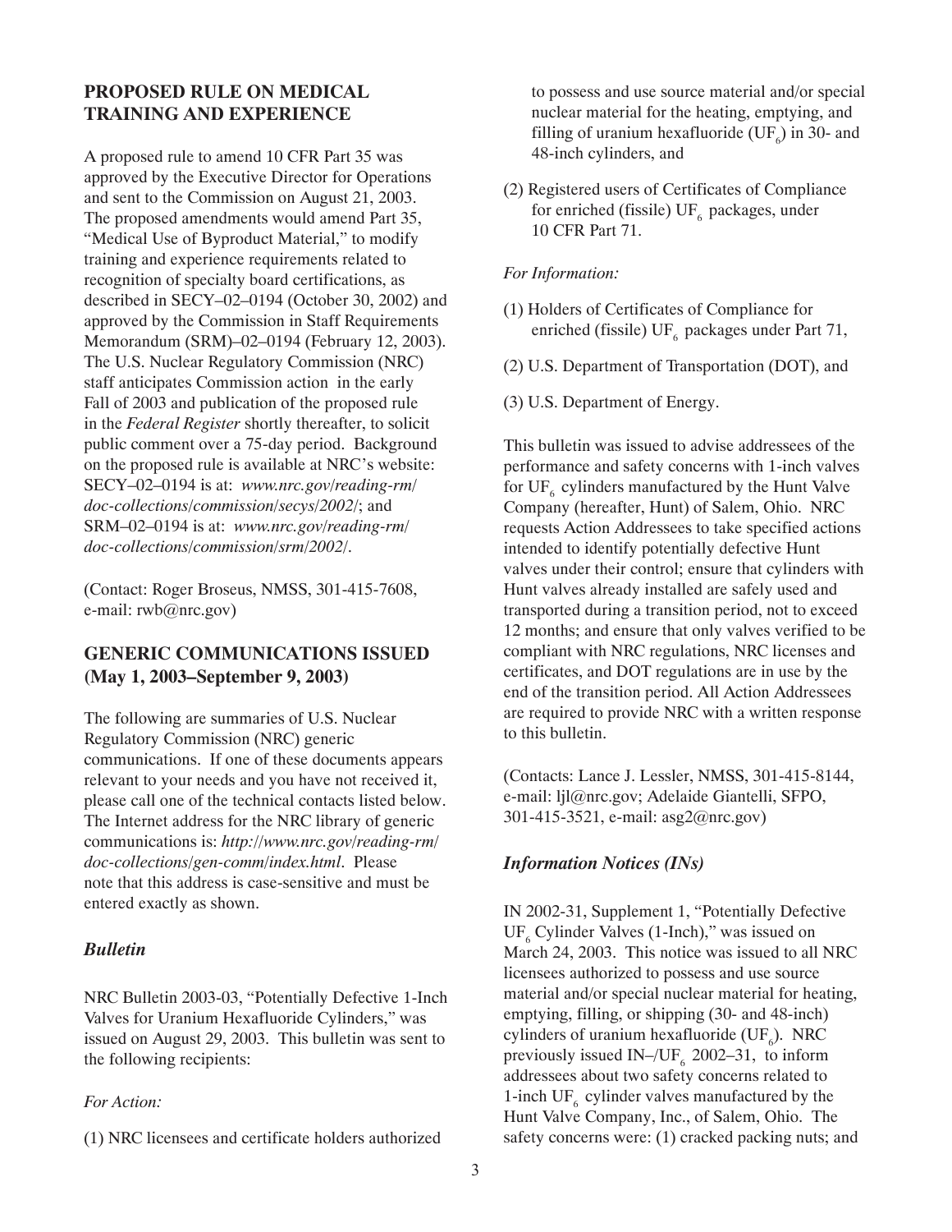## PROPOSED RULE ON MEDICAL TRAINING AND EXPERIENCE

A proposed rule to amend 10 CFR Part 35 was approved by the Executive Director for Operations and sent to the Commission on August 21, 2003. The proposed amendments would amend Part 35, "Medical Use of Byproduct Material," to modify training and experience requirements related to recognition of specialty board certifications, as described in SECY–02–0194 (October 30, 2002) and approved by the Commission in Staff Requirements Memorandum (SRM)–02–0194 (February 12, 2003). The U.S. Nuclear Regulatory Commission (NRC) staff anticipates Commission action in the early Fall of 2003 and publication of the proposed rule in the *Federal Register* shortly thereafter, to solicit public comment over a 75-day period. Background on the proposed rule is available at NRC's website: SECY–02–0194 is at: *www.nrc.gov/reading-rm/doc-collections/commission/secys/2002/*; and SRM–02–0194 is at: *www.nrc.gov/reading-rm/doc-collections/commission/srm/2002/*.

(Contact: Roger Broseus, NMSS, 301-415-7608, e-mail: rwb@nrc.gov)

## GENERIC COMMUNICATIONS ISSUED (May 1, 2003–September 9, 2003)

The following are summaries of U.S. Nuclear Regulatory Commission (NRC) generic communications. If one of these documents appears relevant to your needs and you have not received it, please call one of the technical contacts listed below. The Internet address for the NRC library of generic communications is: *http://www.nrc.gov/reading-rm/doc-collections/gen-comm/index.html*. Please note that this address is case-sensitive and must be entered exactly as shown.

### *Bulletin*

NRC Bulletin 2003-03, "Potentially Defective 1-Inch Valves for Uranium Hexafluoride Cylinders," was issued on August 29, 2003. This bulletin was sent to the following recipients:

*For Action:*

(1) NRC licensees and certificate holders authorized to possess and use source material and/or special nuclear material for the heating, emptying, and filling of uranium hexafluoride ($UF_6$) in 30- and 48-inch cylinders, and

(2) Registered users of Certificates of Compliance for enriched (fissile) $UF_6$ packages, under 10 CFR Part 71.

*For Information:*

(1) Holders of Certificates of Compliance for enriched (fissile) $UF_6$ packages under Part 71,

(2) U.S. Department of Transportation (DOT), and

(3) U.S. Department of Energy.

This bulletin was issued to advise addressees of the performance and safety concerns with 1-inch valves for $UF_6$ cylinders manufactured by the Hunt Valve Company (hereafter, Hunt) of Salem, Ohio. NRC requests Action Addressees to take specified actions intended to identify potentially defective Hunt valves under their control; ensure that cylinders with Hunt valves already installed are safely used and transported during a transition period, not to exceed 12 months; and ensure that only valves verified to be compliant with NRC regulations, NRC licenses and certificates, and DOT regulations are in use by the end of the transition period. All Action Addressees are required to provide NRC with a written response to this bulletin.

(Contacts: Lance J. Lessler, NMSS, 301-415-8144, e-mail: ljl@nrc.gov; Adelaide Giantelli, SFPO, 301-415-3521, e-mail: asg2@nrc.gov)

### *Information Notices (INs)*

IN 2002-31, Supplement 1, "Potentially Defective $UF_6$ Cylinder Valves (1-Inch)," was issued on March 24, 2003. This notice was issued to all NRC licensees authorized to possess and use source material and/or special nuclear material for heating, emptying, filling, or shipping (30- and 48-inch) cylinders of uranium hexafluoride ($UF_6$). NRC previously issued IN–/$UF_6$ 2002–31, to inform addressees about two safety concerns related to 1-inch $UF_6$ cylinder valves manufactured by the Hunt Valve Company, Inc., of Salem, Ohio. The safety concerns were: (1) cracked packing nuts; and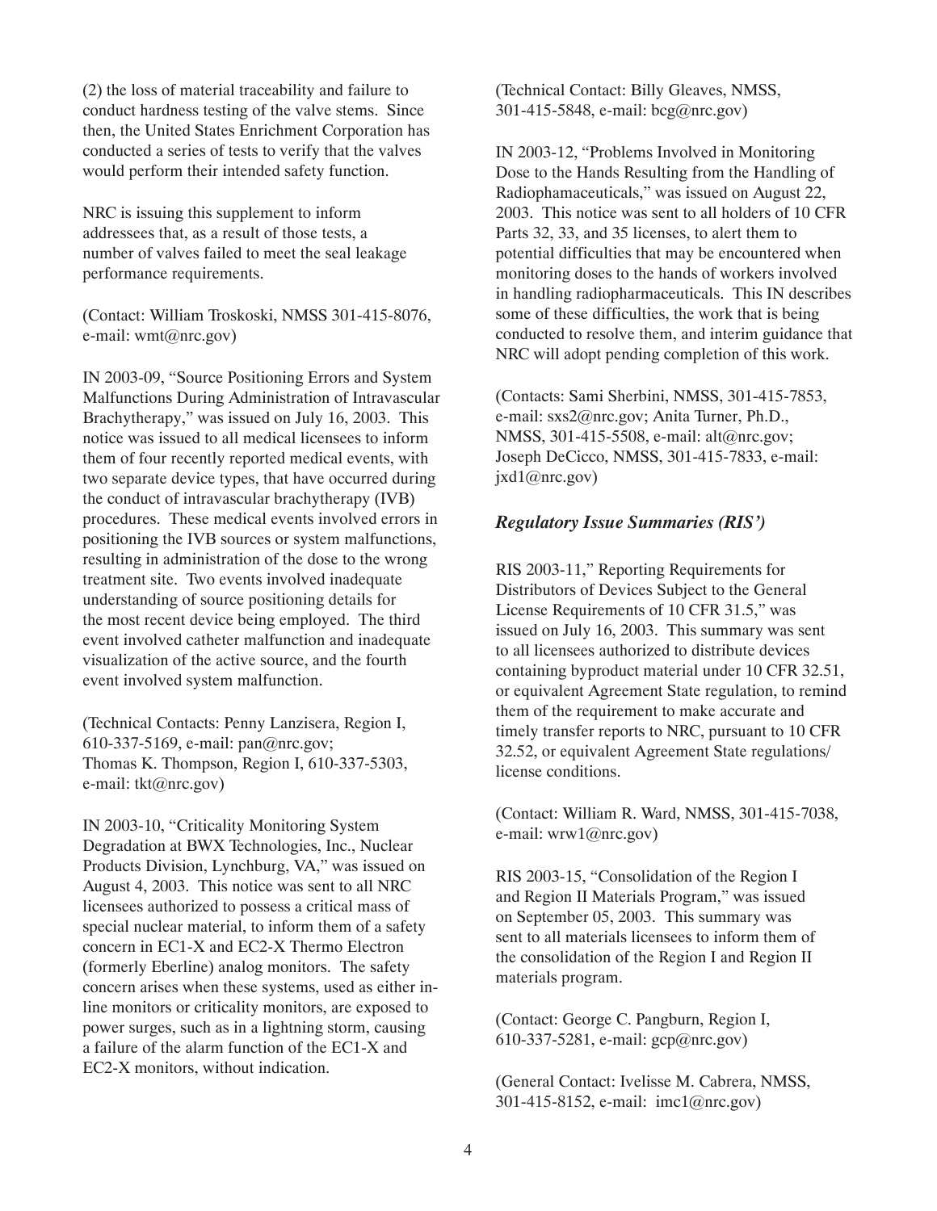(2) the loss of material traceability and failure to conduct hardness testing of the valve stems. Since then, the United States Enrichment Corporation has conducted a series of tests to verify that the valves would perform their intended safety function.

NRC is issuing this supplement to inform addressees that, as a result of those tests, a number of valves failed to meet the seal leakage performance requirements.

(Contact: William Troskoski, NMSS 301-415-8076, e-mail: wmt@nrc.gov)

IN 2003-09, "Source Positioning Errors and System Malfunctions During Administration of Intravascular Brachytherapy," was issued on July 16, 2003. This notice was issued to all medical licensees to inform them of four recently reported medical events, with two separate device types, that have occurred during the conduct of intravascular brachytherapy (IVB) procedures. These medical events involved errors in positioning the IVB sources or system malfunctions, resulting in administration of the dose to the wrong treatment site. Two events involved inadequate understanding of source positioning details for the most recent device being employed. The third event involved catheter malfunction and inadequate visualization of the active source, and the fourth event involved system malfunction.

(Technical Contacts: Penny Lanzisera, Region I, 610-337-5169, e-mail: pan@nrc.gov; Thomas K. Thompson, Region I, 610-337-5303, e-mail: tkt@nrc.gov)

IN 2003-10, "Criticality Monitoring System Degradation at BWX Technologies, Inc., Nuclear Products Division, Lynchburg, VA," was issued on August 4, 2003. This notice was sent to all NRC licensees authorized to possess a critical mass of special nuclear material, to inform them of a safety concern in EC1-X and EC2-X Thermo Electron (formerly Eberline) analog monitors. The safety concern arises when these systems, used as either in-line monitors or criticality monitors, are exposed to power surges, such as in a lightning storm, causing a failure of the alarm function of the EC1-X and EC2-X monitors, without indication.

(Technical Contact: Billy Gleaves, NMSS, 301-415-5848, e-mail: bcg@nrc.gov)

IN 2003-12, "Problems Involved in Monitoring Dose to the Hands Resulting from the Handling of Radiophamaceuticals," was issued on August 22, 2003. This notice was sent to all holders of 10 CFR Parts 32, 33, and 35 licenses, to alert them to potential difficulties that may be encountered when monitoring doses to the hands of workers involved in handling radiopharmaceuticals. This IN describes some of these difficulties, the work that is being conducted to resolve them, and interim guidance that NRC will adopt pending completion of this work.

(Contacts: Sami Sherbini, NMSS, 301-415-7853, e-mail: sxs2@nrc.gov; Anita Turner, Ph.D., NMSS, 301-415-5508, e-mail: alt@nrc.gov; Joseph DeCicco, NMSS, 301-415-7833, e-mail: jxd1@nrc.gov)

### *Regulatory Issue Summaries (RIS')*

RIS 2003-11," Reporting Requirements for Distributors of Devices Subject to the General License Requirements of 10 CFR 31.5," was issued on July 16, 2003. This summary was sent to all licensees authorized to distribute devices containing byproduct material under 10 CFR 32.51, or equivalent Agreement State regulation, to remind them of the requirement to make accurate and timely transfer reports to NRC, pursuant to 10 CFR 32.52, or equivalent Agreement State regulations/ license conditions.

(Contact: William R. Ward, NMSS, 301-415-7038, e-mail: wrw1@nrc.gov)

RIS 2003-15, "Consolidation of the Region I and Region II Materials Program," was issued on September 05, 2003. This summary was sent to all materials licensees to inform them of the consolidation of the Region I and Region II materials program.

(Contact: George C. Pangburn, Region I, 610-337-5281, e-mail: gcp@nrc.gov)

(General Contact: Ivelisse M. Cabrera, NMSS, 301-415-8152, e-mail: imc1@nrc.gov)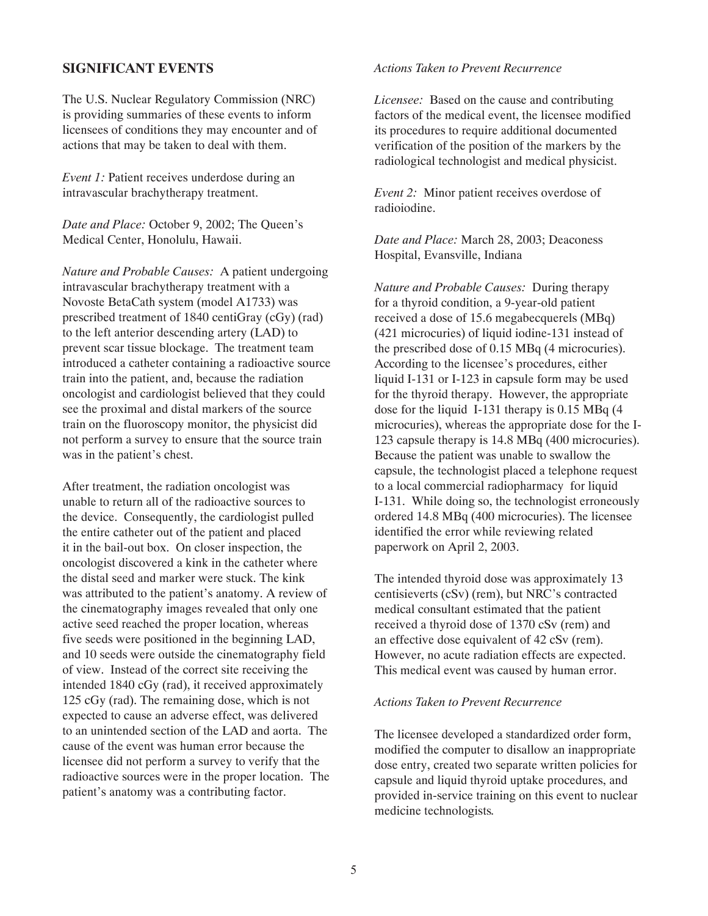## SIGNIFICANT EVENTS

The U.S. Nuclear Regulatory Commission (NRC) is providing summaries of these events to inform licensees of conditions they may encounter and of actions that may be taken to deal with them.

*Event 1:* Patient receives underdose during an intravascular brachytherapy treatment.

*Date and Place:* October 9, 2002; The Queen's Medical Center, Honolulu, Hawaii.

*Nature and Probable Causes:* A patient undergoing intravascular brachytherapy treatment with a Novoste BetaCath system (model A1733) was prescribed treatment of 1840 centiGray (cGy) (rad) to the left anterior descending artery (LAD) to prevent scar tissue blockage. The treatment team introduced a catheter containing a radioactive source train into the patient, and, because the radiation oncologist and cardiologist believed that they could see the proximal and distal markers of the source train on the fluoroscopy monitor, the physicist did not perform a survey to ensure that the source train was in the patient's chest.

After treatment, the radiation oncologist was unable to return all of the radioactive sources to the device. Consequently, the cardiologist pulled the entire catheter out of the patient and placed it in the bail-out box. On closer inspection, the oncologist discovered a kink in the catheter where the distal seed and marker were stuck. The kink was attributed to the patient's anatomy. A review of the cinematography images revealed that only one active seed reached the proper location, whereas five seeds were positioned in the beginning LAD, and 10 seeds were outside the cinematography field of view. Instead of the correct site receiving the intended 1840 cGy (rad), it received approximately 125 cGy (rad). The remaining dose, which is not expected to cause an adverse effect, was delivered to an unintended section of the LAD and aorta. The cause of the event was human error because the licensee did not perform a survey to verify that the radioactive sources were in the proper location. The patient's anatomy was a contributing factor.

*Actions Taken to Prevent Recurrence*

*Licensee:* Based on the cause and contributing factors of the medical event, the licensee modified its procedures to require additional documented verification of the position of the markers by the radiological technologist and medical physicist.

*Event 2:* Minor patient receives overdose of radioiodine.

*Date and Place:* March 28, 2003; Deaconess Hospital, Evansville, Indiana

*Nature and Probable Causes:* During therapy for a thyroid condition, a 9-year-old patient received a dose of 15.6 megabecquerels (MBq) (421 microcuries) of liquid iodine-131 instead of the prescribed dose of 0.15 MBq (4 microcuries). According to the licensee's procedures, either liquid I-131 or I-123 in capsule form may be used for the thyroid therapy. However, the appropriate dose for the liquid I-131 therapy is 0.15 MBq (4 microcuries), whereas the appropriate dose for the I-123 capsule therapy is 14.8 MBq (400 microcuries). Because the patient was unable to swallow the capsule, the technologist placed a telephone request to a local commercial radiopharmacy for liquid I-131. While doing so, the technologist erroneously ordered 14.8 MBq (400 microcuries). The licensee identified the error while reviewing related paperwork on April 2, 2003.

The intended thyroid dose was approximately 13 centisieverts (cSv) (rem), but NRC's contracted medical consultant estimated that the patient received a thyroid dose of 1370 cSv (rem) and an effective dose equivalent of 42 cSv (rem). However, no acute radiation effects are expected. This medical event was caused by human error.

*Actions Taken to Prevent Recurrence*

The licensee developed a standardized order form, modified the computer to disallow an inappropriate dose entry, created two separate written policies for capsule and liquid thyroid uptake procedures, and provided in-service training on this event to nuclear medicine technologists.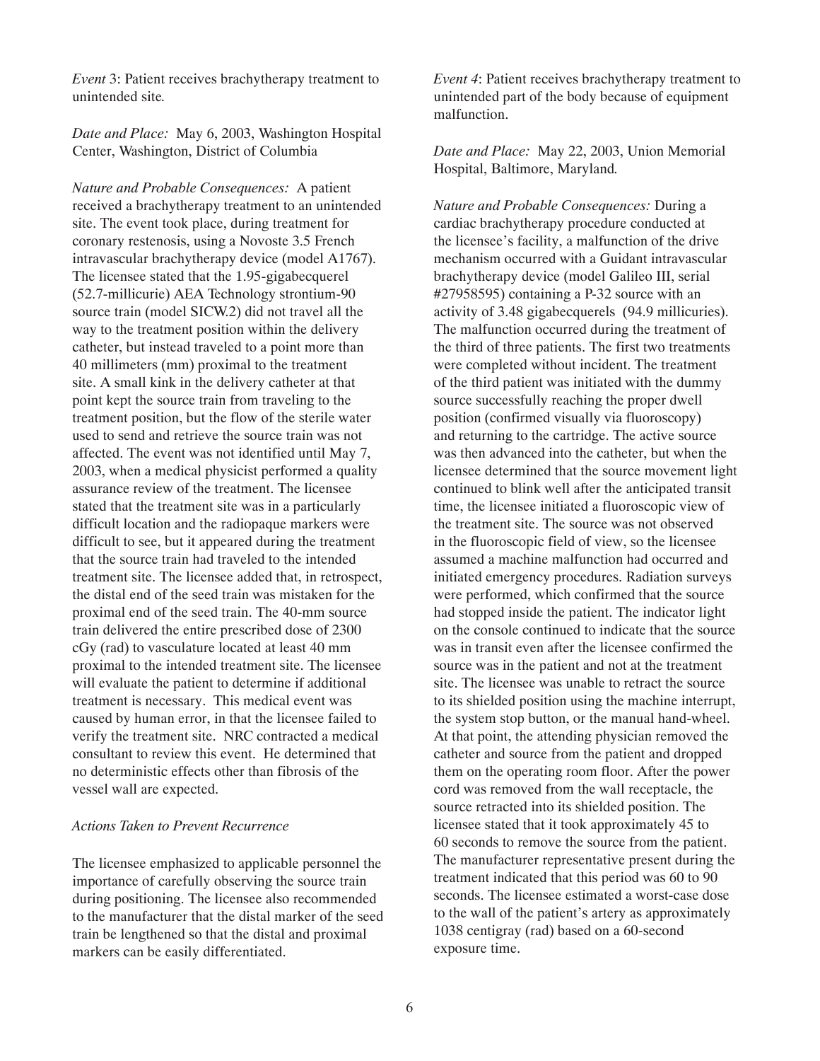*Event* 3: Patient receives brachytherapy treatment to unintended site.

*Date and Place:* May 6, 2003, Washington Hospital Center, Washington, District of Columbia

*Nature and Probable Consequences:* A patient received a brachytherapy treatment to an unintended site. The event took place, during treatment for coronary restenosis, using a Novoste 3.5 French intravascular brachytherapy device (model A1767). The licensee stated that the 1.95-gigabecquerel (52.7-millicurie) AEA Technology strontium-90 source train (model SICW.2) did not travel all the way to the treatment position within the delivery catheter, but instead traveled to a point more than 40 millimeters (mm) proximal to the treatment site. A small kink in the delivery catheter at that point kept the source train from traveling to the treatment position, but the flow of the sterile water used to send and retrieve the source train was not affected. The event was not identified until May 7, 2003, when a medical physicist performed a quality assurance review of the treatment. The licensee stated that the treatment site was in a particularly difficult location and the radiopaque markers were difficult to see, but it appeared during the treatment that the source train had traveled to the intended treatment site. The licensee added that, in retrospect, the distal end of the seed train was mistaken for the proximal end of the seed train. The 40-mm source train delivered the entire prescribed dose of 2300 cGy (rad) to vasculature located at least 40 mm proximal to the intended treatment site. The licensee will evaluate the patient to determine if additional treatment is necessary. This medical event was caused by human error, in that the licensee failed to verify the treatment site. NRC contracted a medical consultant to review this event. He determined that no deterministic effects other than fibrosis of the vessel wall are expected.

*Actions Taken to Prevent Recurrence*

The licensee emphasized to applicable personnel the importance of carefully observing the source train during positioning. The licensee also recommended to the manufacturer that the distal marker of the seed train be lengthened so that the distal and proximal markers can be easily differentiated.

*Event 4*: Patient receives brachytherapy treatment to unintended part of the body because of equipment malfunction.

*Date and Place:* May 22, 2003, Union Memorial Hospital, Baltimore, Maryland.

*Nature and Probable Consequences:* During a cardiac brachytherapy procedure conducted at the licensee's facility, a malfunction of the drive mechanism occurred with a Guidant intravascular brachytherapy device (model Galileo III, serial #27958595) containing a P-32 source with an activity of 3.48 gigabecquerels (94.9 millicuries). The malfunction occurred during the treatment of the third of three patients. The first two treatments were completed without incident. The treatment of the third patient was initiated with the dummy source successfully reaching the proper dwell position (confirmed visually via fluoroscopy) and returning to the cartridge. The active source was then advanced into the catheter, but when the licensee determined that the source movement light continued to blink well after the anticipated transit time, the licensee initiated a fluoroscopic view of the treatment site. The source was not observed in the fluoroscopic field of view, so the licensee assumed a machine malfunction had occurred and initiated emergency procedures. Radiation surveys were performed, which confirmed that the source had stopped inside the patient. The indicator light on the console continued to indicate that the source was in transit even after the licensee confirmed the source was in the patient and not at the treatment site. The licensee was unable to retract the source to its shielded position using the machine interrupt, the system stop button, or the manual hand-wheel. At that point, the attending physician removed the catheter and source from the patient and dropped them on the operating room floor. After the power cord was removed from the wall receptacle, the source retracted into its shielded position. The licensee stated that it took approximately 45 to 60 seconds to remove the source from the patient. The manufacturer representative present during the treatment indicated that this period was 60 to 90 seconds. The licensee estimated a worst-case dose to the wall of the patient's artery as approximately 1038 centigray (rad) based on a 60-second exposure time.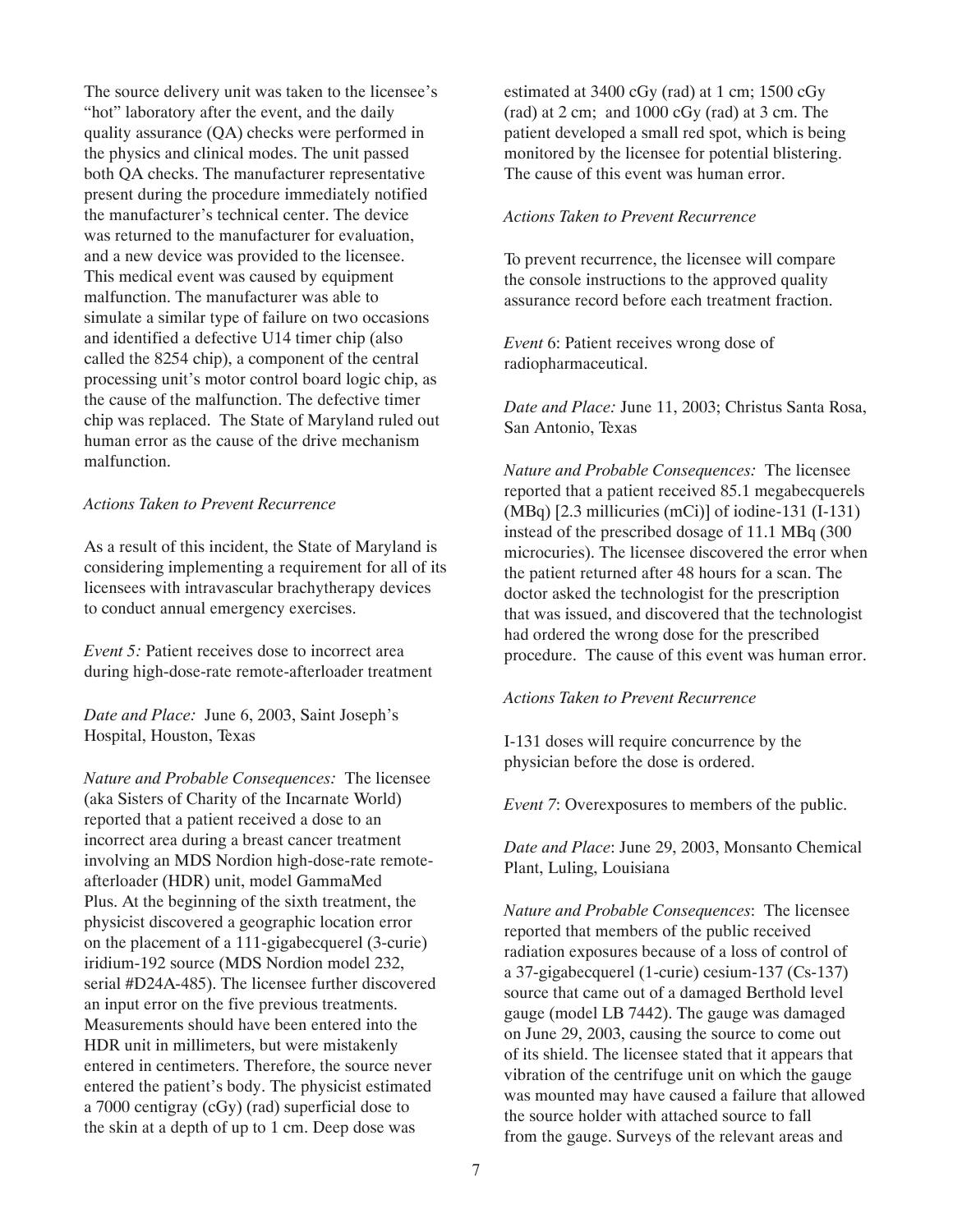The source delivery unit was taken to the licensee's "hot" laboratory after the event, and the daily quality assurance (QA) checks were performed in the physics and clinical modes. The unit passed both QA checks. The manufacturer representative present during the procedure immediately notified the manufacturer's technical center. The device was returned to the manufacturer for evaluation, and a new device was provided to the licensee. This medical event was caused by equipment malfunction. The manufacturer was able to simulate a similar type of failure on two occasions and identified a defective U14 timer chip (also called the 8254 chip), a component of the central processing unit's motor control board logic chip, as the cause of the malfunction. The defective timer chip was replaced. The State of Maryland ruled out human error as the cause of the drive mechanism malfunction.

*Actions Taken to Prevent Recurrence*

As a result of this incident, the State of Maryland is considering implementing a requirement for all of its licensees with intravascular brachytherapy devices to conduct annual emergency exercises.

*Event 5:* Patient receives dose to incorrect area during high-dose-rate remote-afterloader treatment

*Date and Place:* June 6, 2003, Saint Joseph's Hospital, Houston, Texas

*Nature and Probable Consequences:* The licensee (aka Sisters of Charity of the Incarnate World) reported that a patient received a dose to an incorrect area during a breast cancer treatment involving an MDS Nordion high-dose-rate remote-afterloader (HDR) unit, model GammaMed Plus. At the beginning of the sixth treatment, the physicist discovered a geographic location error on the placement of a 111-gigabecquerel (3-curie) iridium-192 source (MDS Nordion model 232, serial #D24A-485). The licensee further discovered an input error on the five previous treatments. Measurements should have been entered into the HDR unit in millimeters, but were mistakenly entered in centimeters. Therefore, the source never entered the patient's body. The physicist estimated a 7000 centigray (cGy) (rad) superficial dose to the skin at a depth of up to 1 cm. Deep dose was estimated at 3400 cGy (rad) at 1 cm; 1500 cGy (rad) at 2 cm; and 1000 cGy (rad) at 3 cm. The patient developed a small red spot, which is being monitored by the licensee for potential blistering. The cause of this event was human error.

*Actions Taken to Prevent Recurrence*

To prevent recurrence, the licensee will compare the console instructions to the approved quality assurance record before each treatment fraction.

*Event* 6: Patient receives wrong dose of radiopharmaceutical.

*Date and Place:* June 11, 2003; Christus Santa Rosa, San Antonio, Texas

*Nature and Probable Consequences:* The licensee reported that a patient received 85.1 megabecquerels (MBq) [2.3 millicuries (mCi)] of iodine-131 (I-131) instead of the prescribed dosage of 11.1 MBq (300 microcuries). The licensee discovered the error when the patient returned after 48 hours for a scan. The doctor asked the technologist for the prescription that was issued, and discovered that the technologist had ordered the wrong dose for the prescribed procedure. The cause of this event was human error.

*Actions Taken to Prevent Recurrence*

I-131 doses will require concurrence by the physician before the dose is ordered.

*Event 7*: Overexposures to members of the public.

*Date and Place*: June 29, 2003, Monsanto Chemical Plant, Luling, Louisiana

*Nature and Probable Consequences*: The licensee reported that members of the public received radiation exposures because of a loss of control of a 37-gigabecquerel (1-curie) cesium-137 (Cs-137) source that came out of a damaged Berthold level gauge (model LB 7442). The gauge was damaged on June 29, 2003, causing the source to come out of its shield. The licensee stated that it appears that vibration of the centrifuge unit on which the gauge was mounted may have caused a failure that allowed the source holder with attached source to fall from the gauge. Surveys of the relevant areas and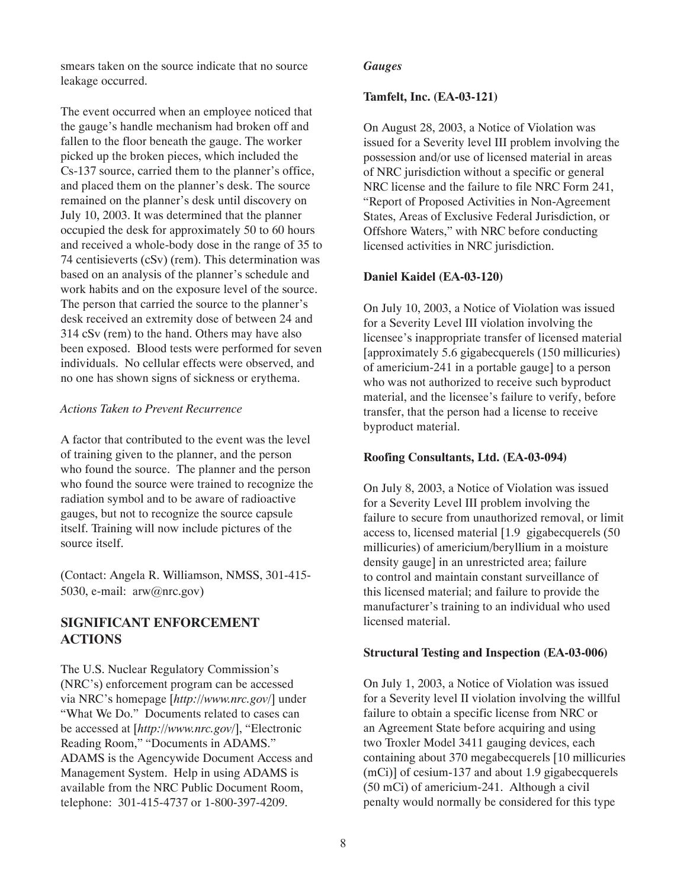smears taken on the source indicate that no source leakage occurred.

The event occurred when an employee noticed that the gauge's handle mechanism had broken off and fallen to the floor beneath the gauge. The worker picked up the broken pieces, which included the Cs-137 source, carried them to the planner's office, and placed them on the planner's desk. The source remained on the planner's desk until discovery on July 10, 2003. It was determined that the planner occupied the desk for approximately 50 to 60 hours and received a whole-body dose in the range of 35 to 74 centisieverts (cSv) (rem). This determination was based on an analysis of the planner's schedule and work habits and on the exposure level of the source. The person that carried the source to the planner's desk received an extremity dose of between 24 and 314 cSv (rem) to the hand. Others may have also been exposed. Blood tests were performed for seven individuals. No cellular effects were observed, and no one has shown signs of sickness or erythema.

*Actions Taken to Prevent Recurrence*

A factor that contributed to the event was the level of training given to the planner, and the person who found the source. The planner and the person who found the source were trained to recognize the radiation symbol and to be aware of radioactive gauges, but not to recognize the source capsule itself. Training will now include pictures of the source itself.

(Contact: Angela R. Williamson, NMSS, 301-415-5030, e-mail: arw@nrc.gov)

## SIGNIFICANT ENFORCEMENT ACTIONS

The U.S. Nuclear Regulatory Commission's (NRC's) enforcement program can be accessed via NRC's homepage [*http://www.nrc.gov/*] under "What We Do." Documents related to cases can be accessed at [*http://www.nrc.gov/*], "Electronic Reading Room," "Documents in ADAMS." ADAMS is the Agencywide Document Access and Management System. Help in using ADAMS is available from the NRC Public Document Room, telephone: 301-415-4737 or 1-800-397-4209.

***Gauges***

**Tamfelt, Inc. (EA-03-121)**

On August 28, 2003, a Notice of Violation was issued for a Severity level III problem involving the possession and/or use of licensed material in areas of NRC jurisdiction without a specific or general NRC license and the failure to file NRC Form 241, "Report of Proposed Activities in Non-Agreement States, Areas of Exclusive Federal Jurisdiction, or Offshore Waters," with NRC before conducting licensed activities in NRC jurisdiction.

**Daniel Kaidel (EA-03-120)**

On July 10, 2003, a Notice of Violation was issued for a Severity Level III violation involving the licensee's inappropriate transfer of licensed material [approximately 5.6 gigabecquerels (150 millicuries) of americium-241 in a portable gauge] to a person who was not authorized to receive such byproduct material, and the licensee's failure to verify, before transfer, that the person had a license to receive byproduct material.

**Roofing Consultants, Ltd. (EA-03-094)**

On July 8, 2003, a Notice of Violation was issued for a Severity Level III problem involving the failure to secure from unauthorized removal, or limit access to, licensed material [1.9 gigabecquerels (50 millicuries) of americium/beryllium in a moisture density gauge] in an unrestricted area; failure to control and maintain constant surveillance of this licensed material; and failure to provide the manufacturer's training to an individual who used licensed material.

**Structural Testing and Inspection (EA-03-006)**

On July 1, 2003, a Notice of Violation was issued for a Severity level II violation involving the willful failure to obtain a specific license from NRC or an Agreement State before acquiring and using two Troxler Model 3411 gauging devices, each containing about 370 megabecquerels [10 millicuries (mCi)] of cesium-137 and about 1.9 gigabecquerels (50 mCi) of americium-241. Although a civil penalty would normally be considered for this type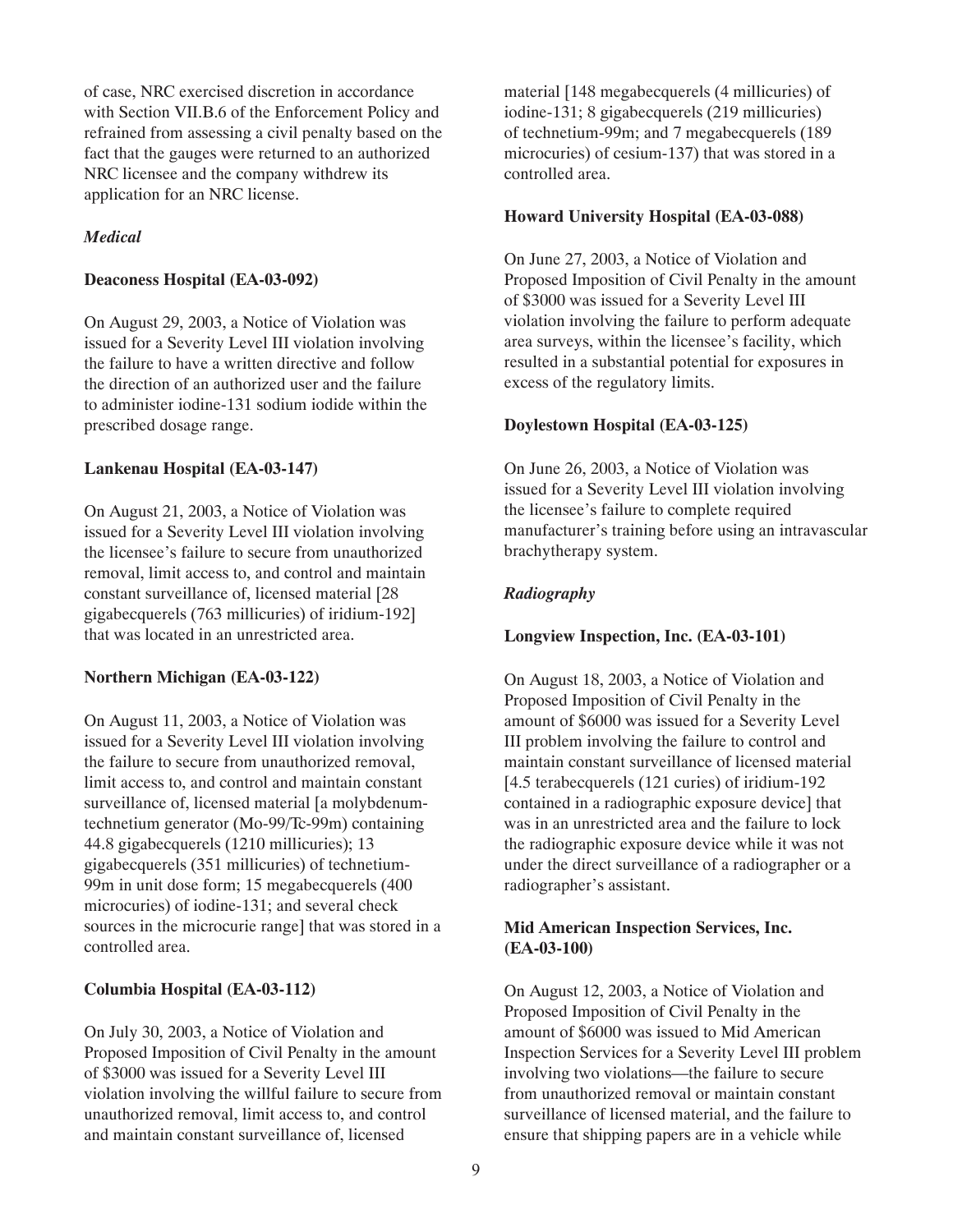of case, NRC exercised discretion in accordance with Section VII.B.6 of the Enforcement Policy and refrained from assessing a civil penalty based on the fact that the gauges were returned to an authorized NRC licensee and the company withdrew its application for an NRC license.

### *Medical*

**Deaconess Hospital (EA-03-092)**

On August 29, 2003, a Notice of Violation was issued for a Severity Level III violation involving the failure to have a written directive and follow the direction of an authorized user and the failure to administer iodine-131 sodium iodide within the prescribed dosage range.

**Lankenau Hospital (EA-03-147)**

On August 21, 2003, a Notice of Violation was issued for a Severity Level III violation involving the licensee's failure to secure from unauthorized removal, limit access to, and control and maintain constant surveillance of, licensed material [28 gigabecquerels (763 millicuries) of iridium-192] that was located in an unrestricted area.

**Northern Michigan (EA-03-122)**

On August 11, 2003, a Notice of Violation was issued for a Severity Level III violation involving the failure to secure from unauthorized removal, limit access to, and control and maintain constant surveillance of, licensed material [a molybdenum-technetium generator (Mo-99/Tc-99m) containing 44.8 gigabecquerels (1210 millicuries); 13 gigabecquerels (351 millicuries) of technetium-99m in unit dose form; 15 megabecquerels (400 microcuries) of iodine-131; and several check sources in the microcurie range] that was stored in a controlled area.

**Columbia Hospital (EA-03-112)**

On July 30, 2003, a Notice of Violation and Proposed Imposition of Civil Penalty in the amount of $3000 was issued for a Severity Level III violation involving the willful failure to secure from unauthorized removal, limit access to, and control and maintain constant surveillance of, licensed material [148 megabecquerels (4 millicuries) of iodine-131; 8 gigabecquerels (219 millicuries) of technetium-99m; and 7 megabecquerels (189 microcuries) of cesium-137) that was stored in a controlled area.

**Howard University Hospital (EA-03-088)**

On June 27, 2003, a Notice of Violation and Proposed Imposition of Civil Penalty in the amount of $3000 was issued for a Severity Level III violation involving the failure to perform adequate area surveys, within the licensee's facility, which resulted in a substantial potential for exposures in excess of the regulatory limits.

**Doylestown Hospital (EA-03-125)**

On June 26, 2003, a Notice of Violation was issued for a Severity Level III violation involving the licensee's failure to complete required manufacturer's training before using an intravascular brachytherapy system.

### *Radiography*

**Longview Inspection, Inc. (EA-03-101)**

On August 18, 2003, a Notice of Violation and Proposed Imposition of Civil Penalty in the amount of $6000 was issued for a Severity Level III problem involving the failure to control and maintain constant surveillance of licensed material [4.5 terabecquerels (121 curies) of iridium-192 contained in a radiographic exposure device] that was in an unrestricted area and the failure to lock the radiographic exposure device while it was not under the direct surveillance of a radiographer or a radiographer's assistant.

**Mid American Inspection Services, Inc. (EA-03-100)**

On August 12, 2003, a Notice of Violation and Proposed Imposition of Civil Penalty in the amount of $6000 was issued to Mid American Inspection Services for a Severity Level III problem involving two violations—the failure to secure from unauthorized removal or maintain constant surveillance of licensed material, and the failure to ensure that shipping papers are in a vehicle while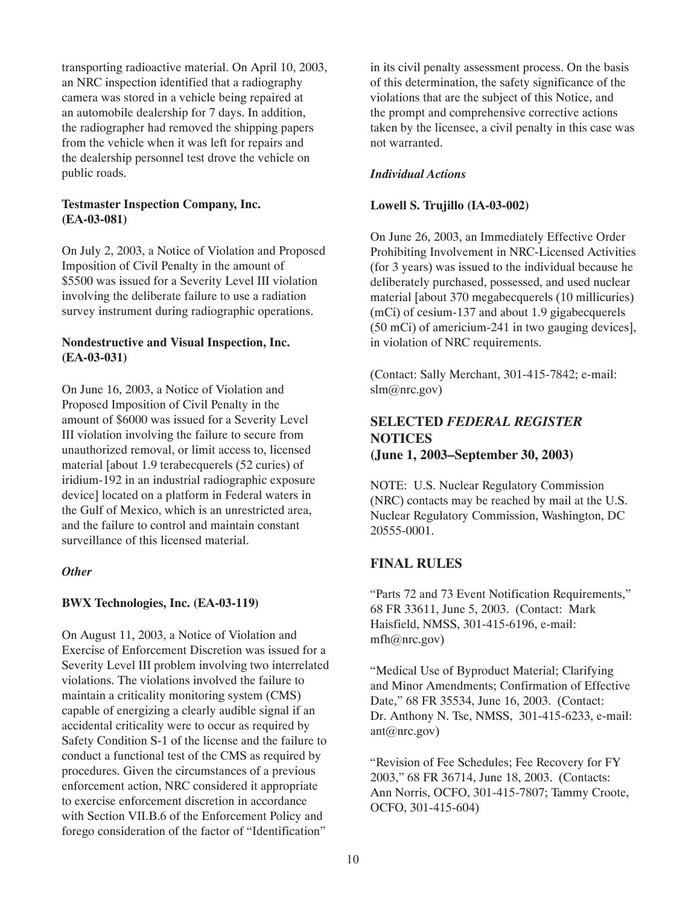transporting radioactive material. On April 10, 2003, an NRC inspection identified that a radiography camera was stored in a vehicle being repaired at an automobile dealership for 7 days. In addition, the radiographer had removed the shipping papers from the vehicle when it was left for repairs and the dealership personnel test drove the vehicle on public roads.

**Testmaster Inspection Company, Inc. (EA-03-081)**

On July 2, 2003, a Notice of Violation and Proposed Imposition of Civil Penalty in the amount of $5500 was issued for a Severity Level III violation involving the deliberate failure to use a radiation survey instrument during radiographic operations.

**Nondestructive and Visual Inspection, Inc. (EA-03-031)**

On June 16, 2003, a Notice of Violation and Proposed Imposition of Civil Penalty in the amount of $6000 was issued for a Severity Level III violation involving the failure to secure from unauthorized removal, or limit access to, licensed material [about 1.9 terabecquerels (52 curies) of iridium-192 in an industrial radiographic exposure device] located on a platform in Federal waters in the Gulf of Mexico, which is an unrestricted area, and the failure to control and maintain constant surveillance of this licensed material.

***Other***

**BWX Technologies, Inc. (EA-03-119)**

On August 11, 2003, a Notice of Violation and Exercise of Enforcement Discretion was issued for a Severity Level III problem involving two interrelated violations. The violations involved the failure to maintain a criticality monitoring system (CMS) capable of energizing a clearly audible signal if an accidental criticality were to occur as required by Safety Condition S-1 of the license and the failure to conduct a functional test of the CMS as required by procedures. Given the circumstances of a previous enforcement action, NRC considered it appropriate to exercise enforcement discretion in accordance with Section VII.B.6 of the Enforcement Policy and forego consideration of the factor of "Identification" in its civil penalty assessment process. On the basis of this determination, the safety significance of the violations that are the subject of this Notice, and the prompt and comprehensive corrective actions taken by the licensee, a civil penalty in this case was not warranted.

***Individual Actions***

**Lowell S. Trujillo (IA-03-002)**

On June 26, 2003, an Immediately Effective Order Prohibiting Involvement in NRC-Licensed Activities (for 3 years) was issued to the individual because he deliberately purchased, possessed, and used nuclear material [about 370 megabecquerels (10 millicuries) (mCi) of cesium-137 and about 1.9 gigabecquerels (50 mCi) of americium-241 in two gauging devices], in violation of NRC requirements.

(Contact: Sally Merchant, 301-415-7842; e-mail: slm@nrc.gov)

## SELECTED *FEDERAL REGISTER* NOTICES (June 1, 2003–September 30, 2003)

NOTE: U.S. Nuclear Regulatory Commission (NRC) contacts may be reached by mail at the U.S. Nuclear Regulatory Commission, Washington, DC 20555-0001.

## FINAL RULES

"Parts 72 and 73 Event Notification Requirements," 68 FR 33611, June 5, 2003. (Contact: Mark Haisfield, NMSS, 301-415-6196, e-mail: mfh@nrc.gov)

"Medical Use of Byproduct Material; Clarifying and Minor Amendments; Confirmation of Effective Date," 68 FR 35534, June 16, 2003. (Contact: Dr. Anthony N. Tse, NMSS, 301-415-6233, e-mail: ant@nrc.gov)

"Revision of Fee Schedules; Fee Recovery for FY 2003," 68 FR 36714, June 18, 2003. (Contacts: Ann Norris, OCFO, 301-415-7807; Tammy Croote, OCFO, 301-415-604)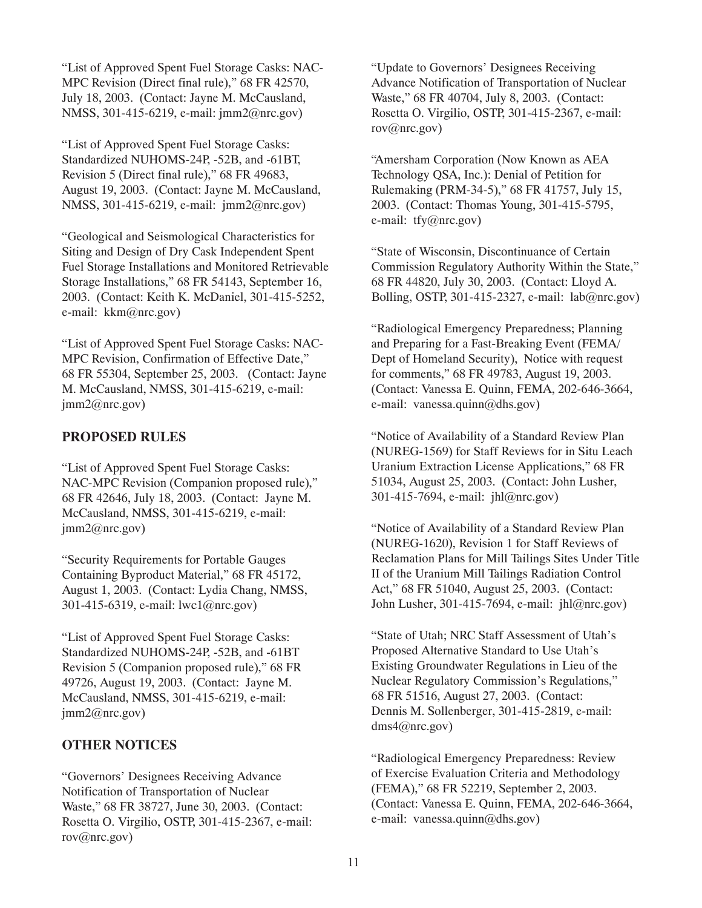"List of Approved Spent Fuel Storage Casks: NAC-MPC Revision (Direct final rule)," 68 FR 42570, July 18, 2003. (Contact: Jayne M. McCausland, NMSS, 301-415-6219, e-mail: jmm2@nrc.gov)

"List of Approved Spent Fuel Storage Casks: Standardized NUHOMS-24P, -52B, and -61BT, Revision 5 (Direct final rule)," 68 FR 49683, August 19, 2003. (Contact: Jayne M. McCausland, NMSS, 301-415-6219, e-mail: jmm2@nrc.gov)

"Geological and Seismological Characteristics for Siting and Design of Dry Cask Independent Spent Fuel Storage Installations and Monitored Retrievable Storage Installations," 68 FR 54143, September 16, 2003. (Contact: Keith K. McDaniel, 301-415-5252, e-mail: kkm@nrc.gov)

"List of Approved Spent Fuel Storage Casks: NAC-MPC Revision, Confirmation of Effective Date," 68 FR 55304, September 25, 2003. (Contact: Jayne M. McCausland, NMSS, 301-415-6219, e-mail: jmm2@nrc.gov)

## PROPOSED RULES

"List of Approved Spent Fuel Storage Casks: NAC-MPC Revision (Companion proposed rule)," 68 FR 42646, July 18, 2003. (Contact: Jayne M. McCausland, NMSS, 301-415-6219, e-mail: jmm2@nrc.gov)

"Security Requirements for Portable Gauges Containing Byproduct Material," 68 FR 45172, August 1, 2003. (Contact: Lydia Chang, NMSS, 301-415-6319, e-mail: lwc1@nrc.gov)

"List of Approved Spent Fuel Storage Casks: Standardized NUHOMS-24P, -52B, and -61BT Revision 5 (Companion proposed rule)," 68 FR 49726, August 19, 2003. (Contact: Jayne M. McCausland, NMSS, 301-415-6219, e-mail: jmm2@nrc.gov)

## OTHER NOTICES

"Governors' Designees Receiving Advance Notification of Transportation of Nuclear Waste," 68 FR 38727, June 30, 2003. (Contact: Rosetta O. Virgilio, OSTP, 301-415-2367, e-mail: rov@nrc.gov)

"Update to Governors' Designees Receiving Advance Notification of Transportation of Nuclear Waste," 68 FR 40704, July 8, 2003. (Contact: Rosetta O. Virgilio, OSTP, 301-415-2367, e-mail: rov@nrc.gov)

"Amersham Corporation (Now Known as AEA Technology QSA, Inc.): Denial of Petition for Rulemaking (PRM-34-5)," 68 FR 41757, July 15, 2003. (Contact: Thomas Young, 301-415-5795, e-mail: tfy@nrc.gov)

"State of Wisconsin, Discontinuance of Certain Commission Regulatory Authority Within the State," 68 FR 44820, July 30, 2003. (Contact: Lloyd A. Bolling, OSTP, 301-415-2327, e-mail: lab@nrc.gov)

"Radiological Emergency Preparedness; Planning and Preparing for a Fast-Breaking Event (FEMA/ Dept of Homeland Security), Notice with request for comments," 68 FR 49783, August 19, 2003. (Contact: Vanessa E. Quinn, FEMA, 202-646-3664, e-mail: vanessa.quinn@dhs.gov)

"Notice of Availability of a Standard Review Plan (NUREG-1569) for Staff Reviews for in Situ Leach Uranium Extraction License Applications," 68 FR 51034, August 25, 2003. (Contact: John Lusher, 301-415-7694, e-mail: jhl@nrc.gov)

"Notice of Availability of a Standard Review Plan (NUREG-1620), Revision 1 for Staff Reviews of Reclamation Plans for Mill Tailings Sites Under Title II of the Uranium Mill Tailings Radiation Control Act," 68 FR 51040, August 25, 2003. (Contact: John Lusher, 301-415-7694, e-mail: jhl@nrc.gov)

"State of Utah; NRC Staff Assessment of Utah's Proposed Alternative Standard to Use Utah's Existing Groundwater Regulations in Lieu of the Nuclear Regulatory Commission's Regulations," 68 FR 51516, August 27, 2003. (Contact: Dennis M. Sollenberger, 301-415-2819, e-mail: dms4@nrc.gov)

"Radiological Emergency Preparedness: Review of Exercise Evaluation Criteria and Methodology (FEMA)," 68 FR 52219, September 2, 2003. (Contact: Vanessa E. Quinn, FEMA, 202-646-3664, e-mail: vanessa.quinn@dhs.gov)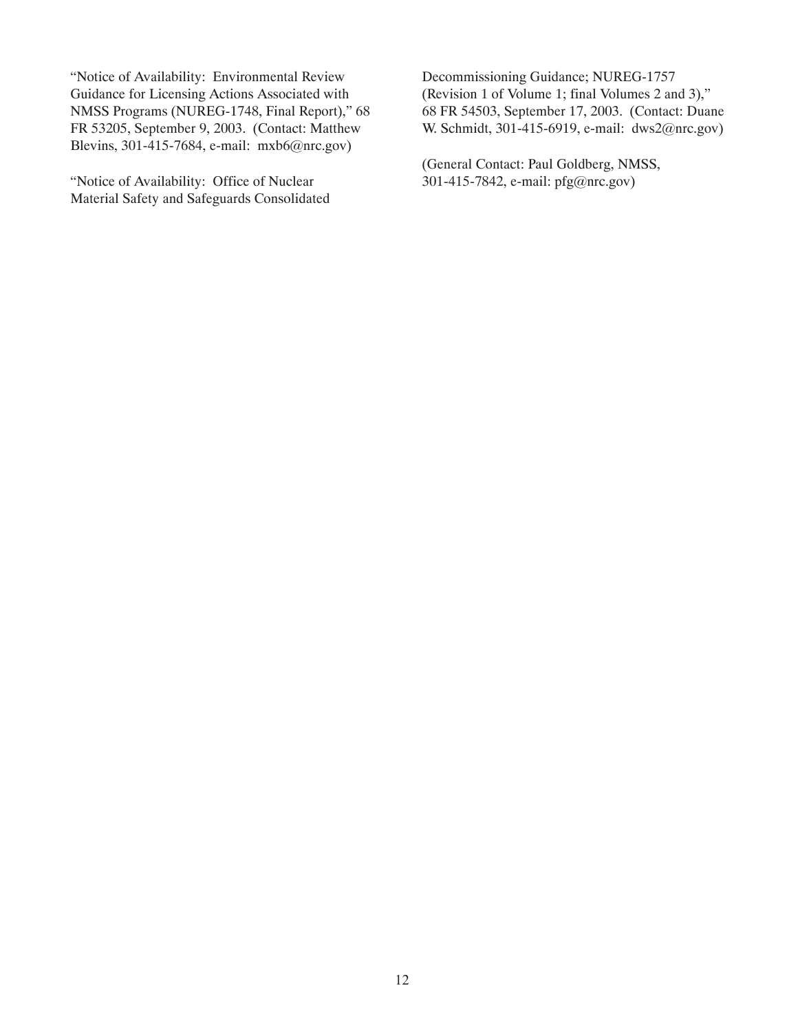"Notice of Availability: Environmental Review Guidance for Licensing Actions Associated with NMSS Programs (NUREG-1748, Final Report)," 68 FR 53205, September 9, 2003. (Contact: Matthew Blevins, 301-415-7684, e-mail: mxb6@nrc.gov)

"Notice of Availability: Office of Nuclear Material Safety and Safeguards Consolidated Decommissioning Guidance; NUREG-1757 (Revision 1 of Volume 1; final Volumes 2 and 3)," 68 FR 54503, September 17, 2003. (Contact: Duane W. Schmidt, 301-415-6919, e-mail: dws2@nrc.gov)

(General Contact: Paul Goldberg, NMSS, 301-415-7842, e-mail: pfg@nrc.gov)